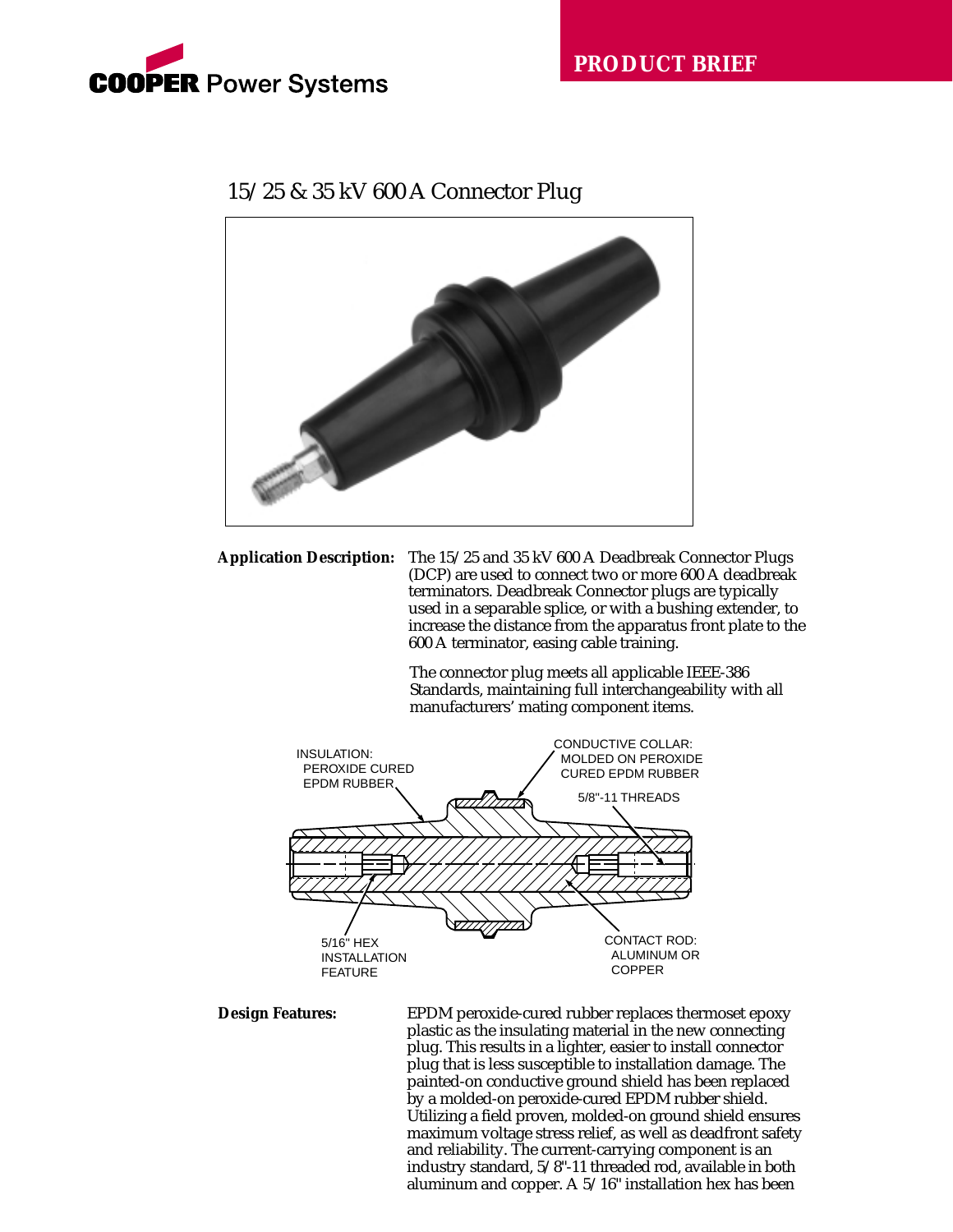COOPER Power Systems

PRODUCT BRIEF

# 15/25 & 35 kV 600 A Connector Plug

**Application Description:**

The 15/25 and 35 kV 600 A Deadbreak Connector Plugs (DCP) are used to connect two or more 600 A deadbreak terminators. Deadbreak Connector plugs are typically used in a separable splice, or with a bushing extender, to increase the distance from the apparatus front plate to the 600 A terminator, easing cable training.

The connector plug meets all applicable IEEE-386 Standards, maintaining full interchangeability with all manufacturers' mating component items.

INSULATION: PEROXIDE CURED EPDM RUBBER

CONDUCTIVE COLLAR: MOLDED ON PEROXIDE CURED EPDM RUBBER

5/8"-11 THREADS

5/16" HEX INSTALLATION FEATURE

CONTACT ROD: ALUMINUM OR COPPER

**Design Features:**

EPDM peroxide-cured rubber replaces thermoset epoxy plastic as the insulating material in the new connecting plug. This results in a lighter, easier to install connector plug that is less susceptible to installation damage. The painted-on conductive ground shield has been replaced by a molded-on peroxide-cured EPDM rubber shield. Utilizing a field proven, molded-on ground shield ensures maximum voltage stress relief, as well as deadfront safety and reliability. The current-carrying component is an industry standard, 5/8"-11 threaded rod, available in both aluminum and copper. A 5/16" installation hex has been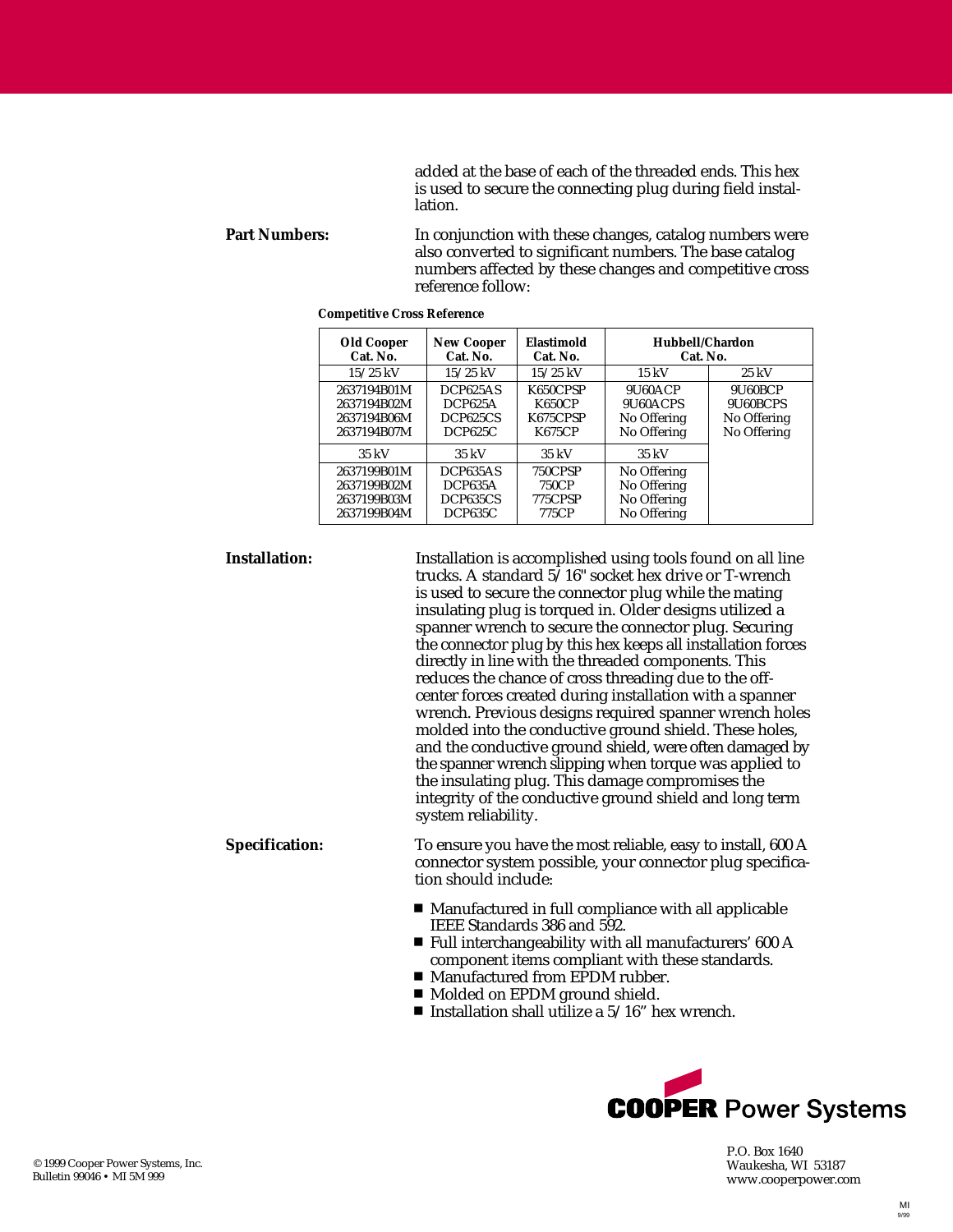added at the base of each of the threaded ends. This hex is used to secure the connecting plug during field installation.

**Part Numbers:** In conjunction with these changes, catalog numbers were also converted to significant numbers. The base catalog numbers affected by these changes and competitive cross reference follow:

**Competitive Cross Reference**

| Old Cooper Cat. No. | New Cooper Cat. No. | Elastimold Cat. No. | Hubbell/Chardon Cat. No. | |
|---|---|---|---|---|
| 15/25 kV | 15/25 kV | 15/25 kV | 15 kV | 25 kV |
| 2637194B01M | DCP625AS | K650CPSP | 9U60ACP | 9U60BCP |
| 2637194B02M | DCP625A | K650CP | 9U60ACPS | 9U60BCPS |
| 2637194B06M | DCP625CS | K675CPSP | No Offering | No Offering |
| 2637194B07M | DCP625C | K675CP | No Offering | No Offering |
| 35 kV | 35 kV | 35 kV | 35 kV | |
| 2637199B01M | DCP635AS | 750CPSP | No Offering | |
| 2637199B02M | DCP635A | 750CP | No Offering | |
| 2637199B03M | DCP635CS | 775CPSP | No Offering | |
| 2637199B04M | DCP635C | 775CP | No Offering | |

**Installation:** Installation is accomplished using tools found on all line trucks. A standard 5/16" socket hex drive or T-wrench is used to secure the connector plug while the mating insulating plug is torqued in. Older designs utilized a spanner wrench to secure the connector plug. Securing the connector plug by this hex keeps all installation forces directly in line with the threaded components. This reduces the chance of cross threading due to the off-center forces created during installation with a spanner wrench. Previous designs required spanner wrench holes molded into the conductive ground shield. These holes, and the conductive ground shield, were often damaged by the spanner wrench slipping when torque was applied to the insulating plug. This damage compromises the integrity of the conductive ground shield and long term system reliability.

**Specification:** To ensure you have the most reliable, easy to install, 600 A connector system possible, your connector plug specification should include:

- Manufactured in full compliance with all applicable IEEE Standards 386 and 592.
- Full interchangeability with all manufacturers' 600 A component items compliant with these standards.
- Manufactured from EPDM rubber.
- Molded on EPDM ground shield.
- Installation shall utilize a 5/16" hex wrench.

COOPER Power Systems

© 1999 Cooper Power Systems, Inc.
Bulletin 99046 • MI 5M 999

P.O. Box 1640
Waukesha, WI 53187
www.cooperpower.com

MI
9/99